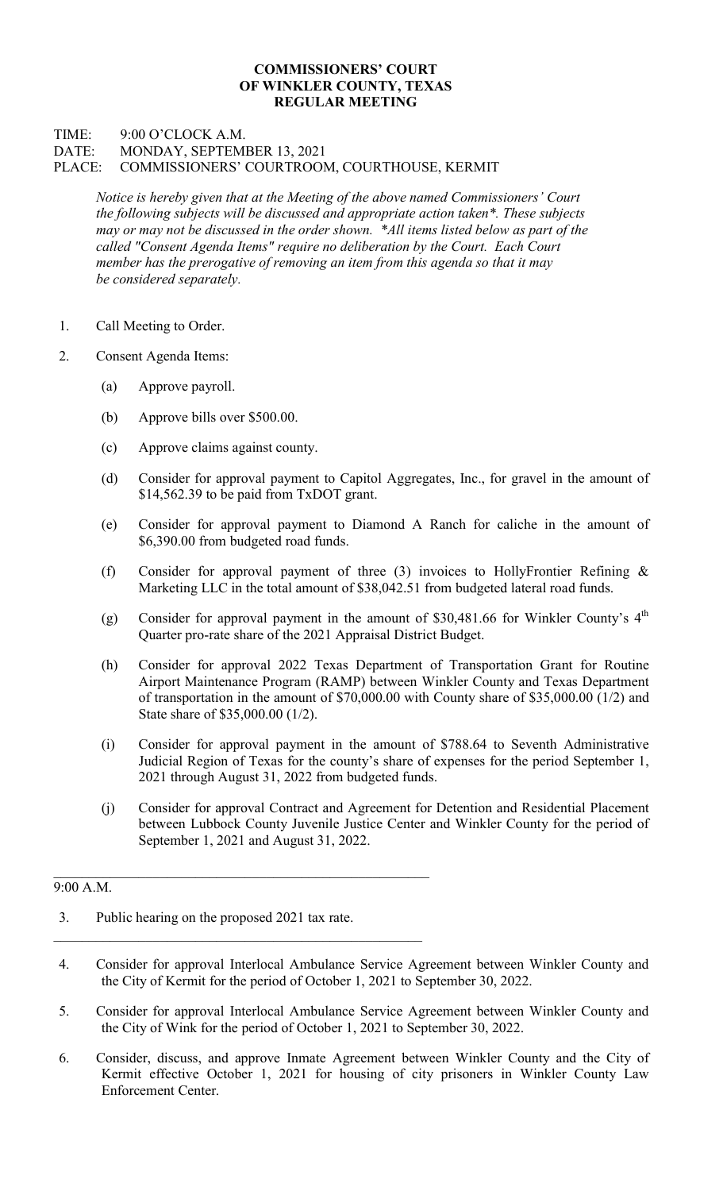**COMMISSIONERS' COURT**
**OF WINKLER COUNTY, TEXAS**
**REGULAR MEETING**

TIME: 9:00 O'CLOCK A.M.
DATE: MONDAY, SEPTEMBER 13, 2021
PLACE: COMMISSIONERS' COURTROOM, COURTHOUSE, KERMIT

*Notice is hereby given that at the Meeting of the above named Commissioners' Court the following subjects will be discussed and appropriate action taken\*. These subjects may or may not be discussed in the order shown. \*All items listed below as part of the called "Consent Agenda Items" require no deliberation by the Court. Each Court member has the prerogative of removing an item from this agenda so that it may be considered separately.*

1. Call Meeting to Order.

2. Consent Agenda Items:

   (a) Approve payroll.

   (b) Approve bills over $500.00.

   (c) Approve claims against county.

   (d) Consider for approval payment to Capitol Aggregates, Inc., for gravel in the amount of $14,562.39 to be paid from TxDOT grant.

   (e) Consider for approval payment to Diamond A Ranch for caliche in the amount of $6,390.00 from budgeted road funds.

   (f) Consider for approval payment of three (3) invoices to HollyFrontier Refining & Marketing LLC in the total amount of $38,042.51 from budgeted lateral road funds.

   (g) Consider for approval payment in the amount of $30,481.66 for Winkler County's 4th Quarter pro-rate share of the 2021 Appraisal District Budget.

   (h) Consider for approval 2022 Texas Department of Transportation Grant for Routine Airport Maintenance Program (RAMP) between Winkler County and Texas Department of transportation in the amount of $70,000.00 with County share of $35,000.00 (1/2) and State share of $35,000.00 (1/2).

   (i) Consider for approval payment in the amount of $788.64 to Seventh Administrative Judicial Region of Texas for the county's share of expenses for the period September 1, 2021 through August 31, 2022 from budgeted funds.

   (j) Consider for approval Contract and Agreement for Detention and Residential Placement between Lubbock County Juvenile Justice Center and Winkler County for the period of September 1, 2021 and August 31, 2022.

---

9:00 A.M.

3. Public hearing on the proposed 2021 tax rate.

---

4. Consider for approval Interlocal Ambulance Service Agreement between Winkler County and the City of Kermit for the period of October 1, 2021 to September 30, 2022.

5. Consider for approval Interlocal Ambulance Service Agreement between Winkler County and the City of Wink for the period of October 1, 2021 to September 30, 2022.

6. Consider, discuss, and approve Inmate Agreement between Winkler County and the City of Kermit effective October 1, 2021 for housing of city prisoners in Winkler County Law Enforcement Center.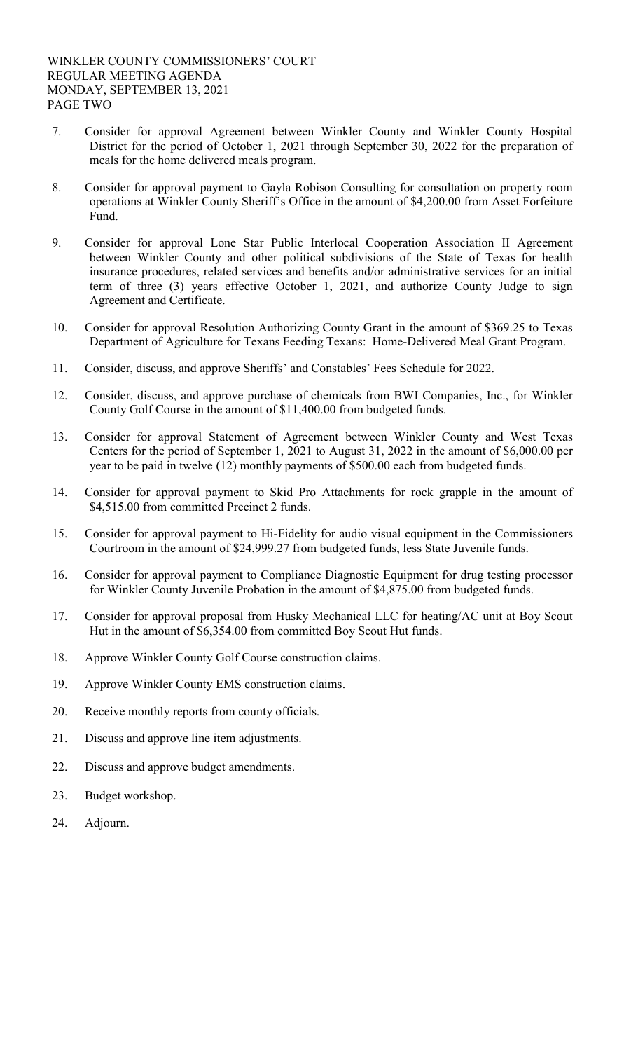7. Consider for approval Agreement between Winkler County and Winkler County Hospital District for the period of October 1, 2021 through September 30, 2022 for the preparation of meals for the home delivered meals program.

8. Consider for approval payment to Gayla Robison Consulting for consultation on property room operations at Winkler County Sheriff's Office in the amount of $4,200.00 from Asset Forfeiture Fund.

9. Consider for approval Lone Star Public Interlocal Cooperation Association II Agreement between Winkler County and other political subdivisions of the State of Texas for health insurance procedures, related services and benefits and/or administrative services for an initial term of three (3) years effective October 1, 2021, and authorize County Judge to sign Agreement and Certificate.

10. Consider for approval Resolution Authorizing County Grant in the amount of $369.25 to Texas Department of Agriculture for Texans Feeding Texans: Home-Delivered Meal Grant Program.

11. Consider, discuss, and approve Sheriffs' and Constables' Fees Schedule for 2022.

12. Consider, discuss, and approve purchase of chemicals from BWI Companies, Inc., for Winkler County Golf Course in the amount of $11,400.00 from budgeted funds.

13. Consider for approval Statement of Agreement between Winkler County and West Texas Centers for the period of September 1, 2021 to August 31, 2022 in the amount of $6,000.00 per year to be paid in twelve (12) monthly payments of $500.00 each from budgeted funds.

14. Consider for approval payment to Skid Pro Attachments for rock grapple in the amount of $4,515.00 from committed Precinct 2 funds.

15. Consider for approval payment to Hi-Fidelity for audio visual equipment in the Commissioners Courtroom in the amount of $24,999.27 from budgeted funds, less State Juvenile funds.

16. Consider for approval payment to Compliance Diagnostic Equipment for drug testing processor for Winkler County Juvenile Probation in the amount of $4,875.00 from budgeted funds.

17. Consider for approval proposal from Husky Mechanical LLC for heating/AC unit at Boy Scout Hut in the amount of $6,354.00 from committed Boy Scout Hut funds.

18. Approve Winkler County Golf Course construction claims.

19. Approve Winkler County EMS construction claims.

20. Receive monthly reports from county officials.

21. Discuss and approve line item adjustments.

22. Discuss and approve budget amendments.

23. Budget workshop.

24. Adjourn.